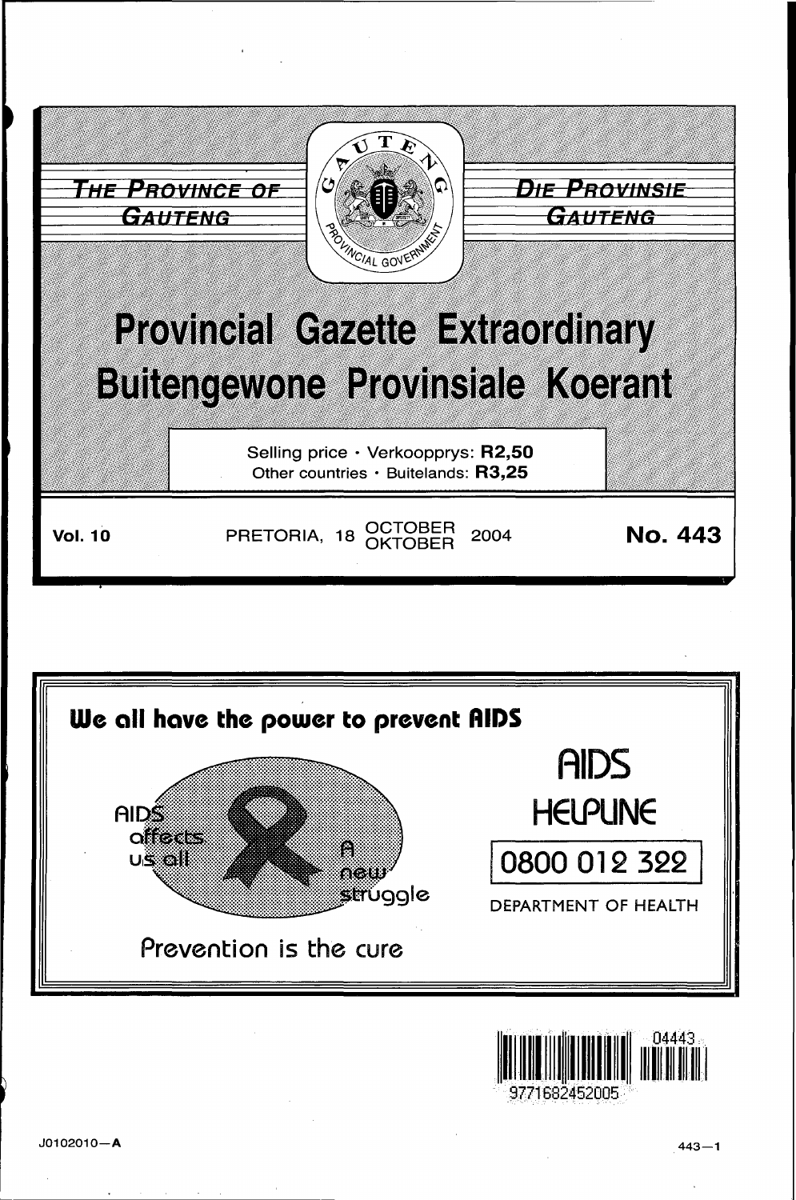**THE PROVINCE OF GAUTENG** | **DIE PROVINSIE GAUTENG**

GAUTENG PROVINCIAL GOVERNMENT

# Provincial Gazette Extraordinary
# Buitengewone Provinsiale Koerant

Selling price · Verkoopprys: **R2,50**
Other countries · Buitelands: **R3,25**

**Vol. 10** PRETORIA, 18 OCTOBER OKTOBER 2004 **No. 443**

**We all have the power to prevent AIDS**

AIDS affects us all

A new struggle

Prevention is the cure

AIDS HELPLINE

0800 012 322

DEPARTMENT OF HEALTH

J0102010—A

443—1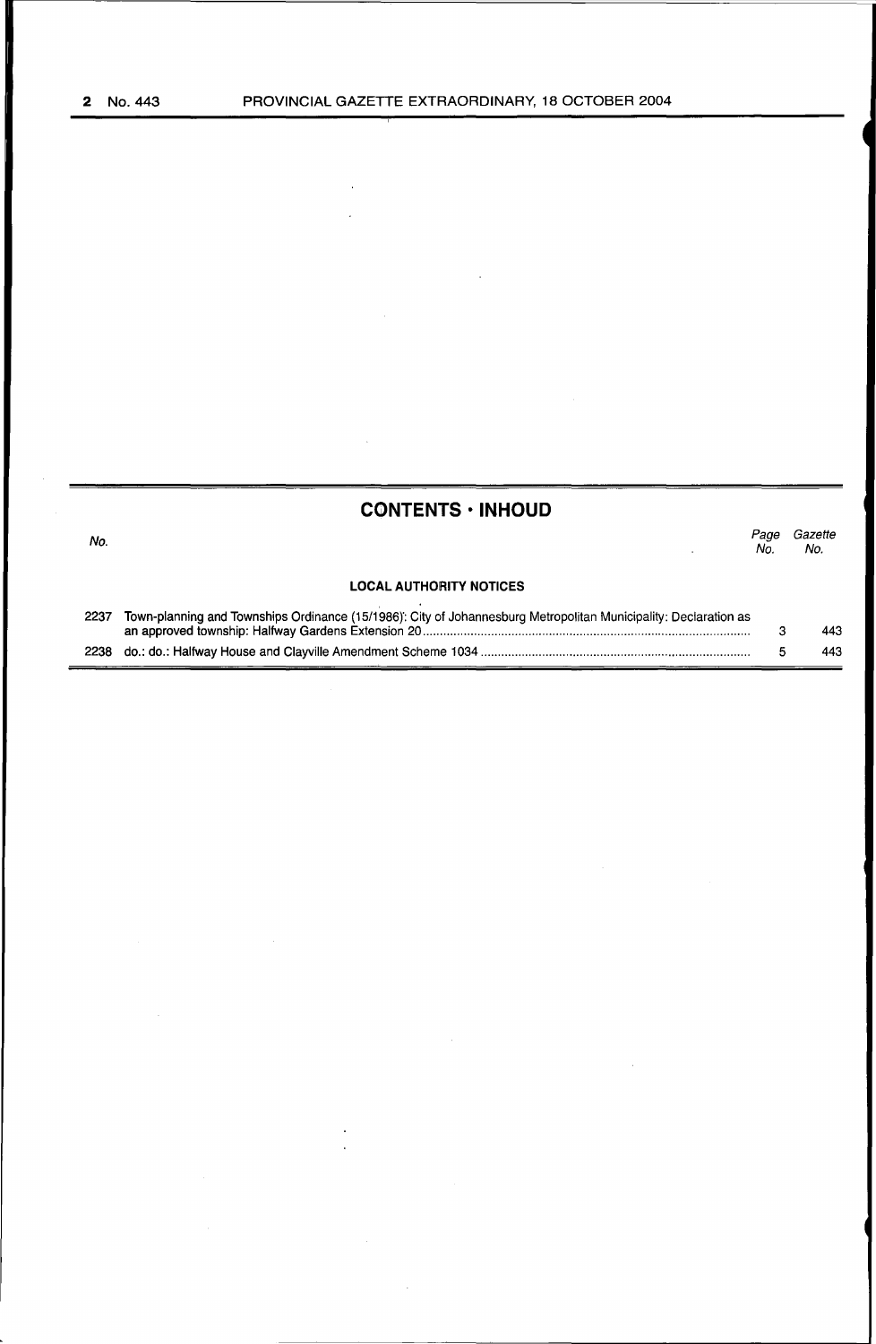## CONTENTS · INHOUD

| No. | | Page No. | Gazette No. |
|---|---|---|---|
| | **LOCAL AUTHORITY NOTICES** | | |
| 2237 | Town-planning and Townships Ordinance (15/1986): City of Johannesburg Metropolitan Municipality: Declaration as an approved township: Halfway Gardens Extension 20 | 3 | 443 |
| 2238 | do.: do.: Halfway House and Clayville Amendment Scheme 1034 | 5 | 443 |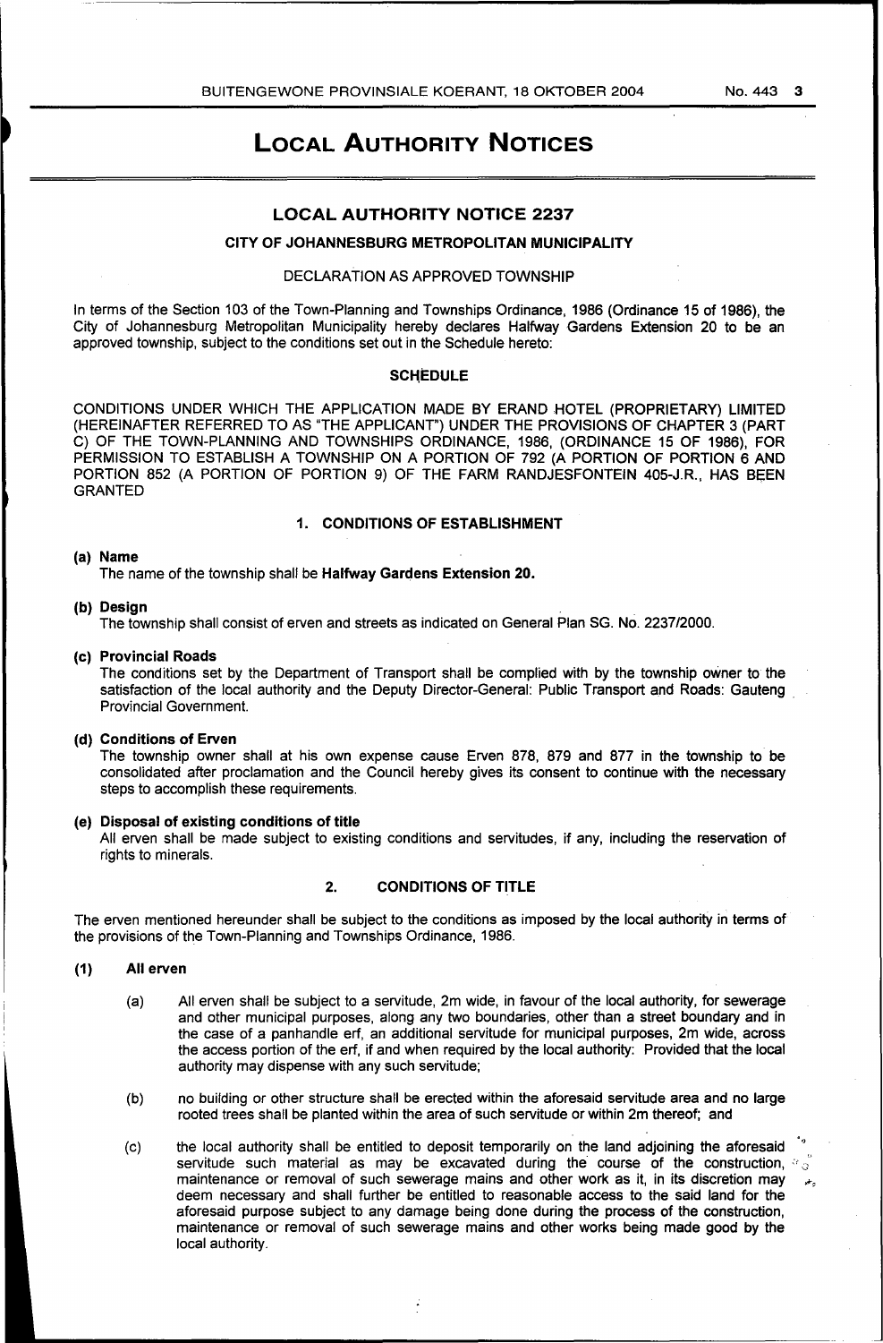# LOCAL AUTHORITY NOTICES

## LOCAL AUTHORITY NOTICE 2237

### CITY OF JOHANNESBURG METROPOLITAN MUNICIPALITY

DECLARATION AS APPROVED TOWNSHIP

In terms of the Section 103 of the Town-Planning and Townships Ordinance, 1986 (Ordinance 15 of 1986), the City of Johannesburg Metropolitan Municipality hereby declares Halfway Gardens Extension 20 to be an approved township, subject to the conditions set out in the Schedule hereto:

**SCHEDULE**

CONDITIONS UNDER WHICH THE APPLICATION MADE BY ERAND HOTEL (PROPRIETARY) LIMITED (HEREINAFTER REFERRED TO AS "THE APPLICANT") UNDER THE PROVISIONS OF CHAPTER 3 (PART C) OF THE TOWN-PLANNING AND TOWNSHIPS ORDINANCE, 1986, (ORDINANCE 15 OF 1986), FOR PERMISSION TO ESTABLISH A TOWNSHIP ON A PORTION OF 792 (A PORTION OF PORTION 6 AND PORTION 852 (A PORTION OF PORTION 9) OF THE FARM RANDJESFONTEIN 405-J.R., HAS BEEN GRANTED

**1. CONDITIONS OF ESTABLISHMENT**

**(a) Name**
The name of the township shall be **Halfway Gardens Extension 20.**

**(b) Design**
The township shall consist of erven and streets as indicated on General Plan SG. No. 2237/2000.

**(c) Provincial Roads**
The conditions set by the Department of Transport shall be complied with by the township owner to the satisfaction of the local authority and the Deputy Director-General: Public Transport and Roads: Gauteng Provincial Government.

**(d) Conditions of Erven**
The township owner shall at his own expense cause Erven 878, 879 and 877 in the township to be consolidated after proclamation and the Council hereby gives its consent to continue with the necessary steps to accomplish these requirements.

**(e) Disposal of existing conditions of title**
All erven shall be made subject to existing conditions and servitudes, if any, including the reservation of rights to minerals.

**2. CONDITIONS OF TITLE**

The erven mentioned hereunder shall be subject to the conditions as imposed by the local authority in terms of the provisions of the Town-Planning and Townships Ordinance, 1986.

**(1) All erven**

(a) All erven shall be subject to a servitude, 2m wide, in favour of the local authority, for sewerage and other municipal purposes, along any two boundaries, other than a street boundary and in the case of a panhandle erf, an additional servitude for municipal purposes, 2m wide, across the access portion of the erf, if and when required by the local authority: Provided that the local authority may dispense with any such servitude;

(b) no building or other structure shall be erected within the aforesaid servitude area and no large rooted trees shall be planted within the area of such servitude or within 2m thereof; and

(c) the local authority shall be entitled to deposit temporarily on the land adjoining the aforesaid servitude such material as may be excavated during the course of the construction, maintenance or removal of such sewerage mains and other work as it, in its discretion may deem necessary and shall further be entitled to reasonable access to the said land for the aforesaid purpose subject to any damage being done during the process of the construction, maintenance or removal of such sewerage mains and other works being made good by the local authority.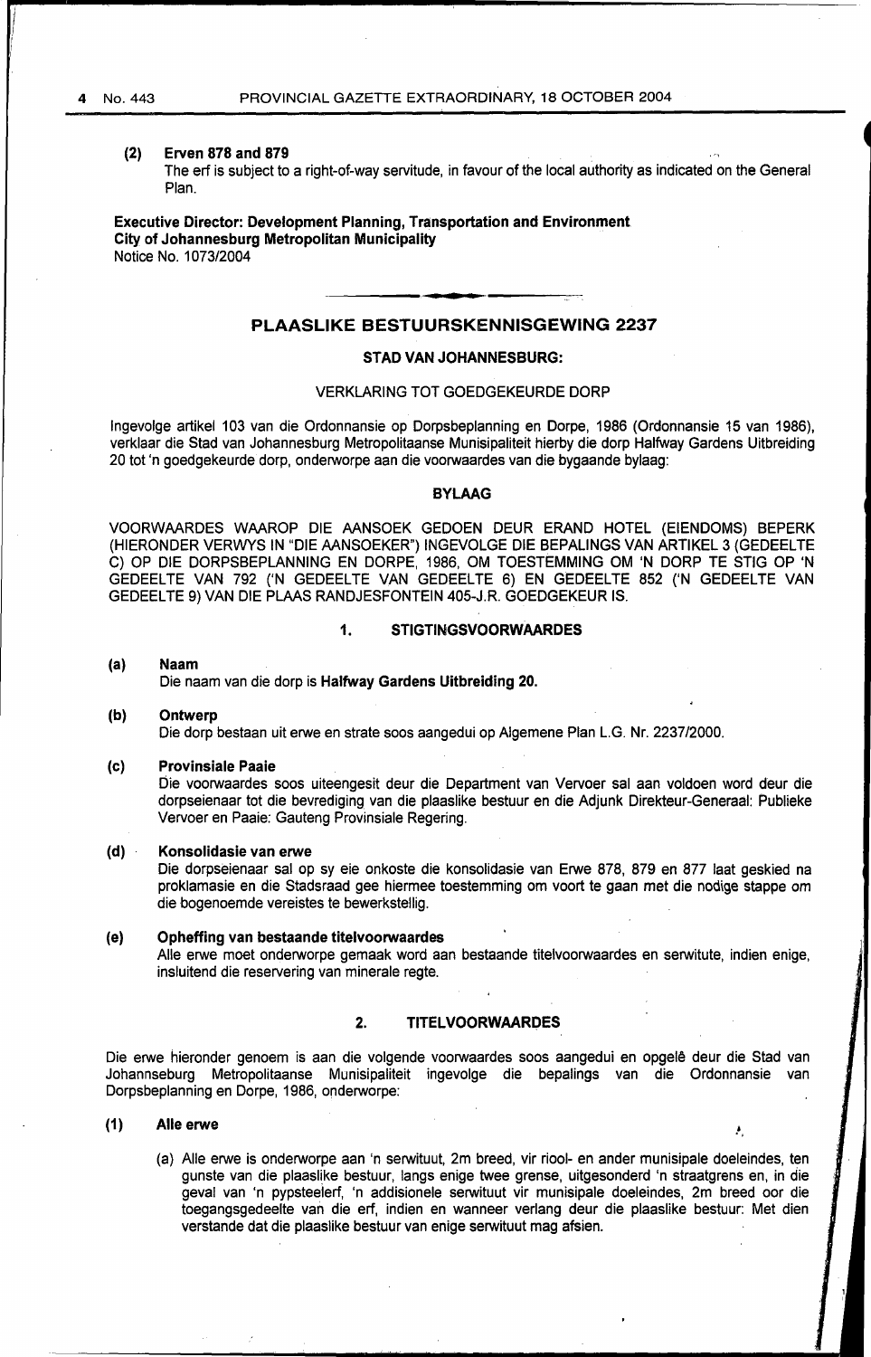**(2) Erven 878 and 879**

The erf is subject to a right-of-way servitude, in favour of the local authority as indicated on the General Plan.

**Executive Director: Development Planning, Transportation and Environment**
**City of Johannesburg Metropolitan Municipality**
Notice No. 1073/2004

## PLAASLIKE BESTUURSKENNISGEWING 2237

### STAD VAN JOHANNESBURG:

VERKLARING TOT GOEDGEKEURDE DORP

Ingevolge artikel 103 van die Ordonnansie op Dorpsbeplanning en Dorpe, 1986 (Ordonnansie 15 van 1986), verklaar die Stad van Johannesburg Metropolitaanse Munisipaliteit hierby die dorp Halfway Gardens Uitbreiding 20 tot 'n goedgekeurde dorp, onderworpe aan die voorwaardes van die bygaande bylaag:

### BYLAAG

VOORWAARDES WAAROP DIE AANSOEK GEDOEN DEUR ERAND HOTEL (EIENDOMS) BEPERK (HIERONDER VERWYS IN "DIE AANSOEKER") INGEVOLGE DIE BEPALINGS VAN ARTIKEL 3 (GEDEELTE C) OP DIE DORPSBEPLANNING EN DORPE, 1986, OM TOESTEMMING OM 'N DORP TE STIG OP 'N GEDEELTE VAN 792 ('N GEDEELTE VAN GEDEELTE 6) EN GEDEELTE 852 ('N GEDEELTE VAN GEDEELTE 9) VAN DIE PLAAS RANDJESFONTEIN 405-J.R. GOEDGEKEUR IS.

### 1. STIGTINGSVOORWAARDES

**(a) Naam**

Die naam van die dorp is **Halfway Gardens Uitbreiding 20.**

**(b) Ontwerp**

Die dorp bestaan uit erwe en strate soos aangedui op Algemene Plan L.G. Nr. 2237/2000.

**(c) Provinsiale Paaie**

Die voorwaardes soos uiteengesit deur die Department van Vervoer sal aan voldoen word deur die dorpseienaar tot die bevrediging van die plaaslike bestuur en die Adjunk Direkteur-Generaal: Publieke Vervoer en Paaie: Gauteng Provinsiale Regering.

**(d) Konsolidasie van erwe**

Die dorpseienaar sal op sy eie onkoste die konsolidasie van Erwe 878, 879 en 877 laat geskied na proklamasie en die Stadsraad gee hiermee toestemming om voort te gaan met die nodige stappe om die bogenoemde vereistes te bewerkstellig.

**(e) Opheffing van bestaande titelvoorwaardes**

Alle erwe moet onderworpe gemaak word aan bestaande titelvoorwaardes en serwitute, indien enige, insluitend die reservering van minerale regte.

### 2. TITELVOORWAARDES

Die erwe hieronder genoem is aan die volgende voorwaardes soos aangedui en opgelê deur die Stad van Johannseburg Metropolitaanse Munisipaliteit ingevolge die bepalings van die Ordonnansie van Dorpsbeplanning en Dorpe, 1986, onderworpe:

**(1) Alle erwe**

(a) Alle erwe is onderworpe aan 'n serwituut, 2m breed, vir riool- en ander munisipale doeleindes, ten gunste van die plaaslike bestuur, langs enige twee grense, uitgesonderd 'n straatgrens en, in die geval van 'n pypsteelerf, 'n addisionele serwituut vir munisipale doeleindes, 2m breed oor die toegangsgedeelte van die erf, indien en wanneer verlang deur die plaaslike bestuur: Met dien verstande dat die plaaslike bestuur van enige serwituut mag afsien.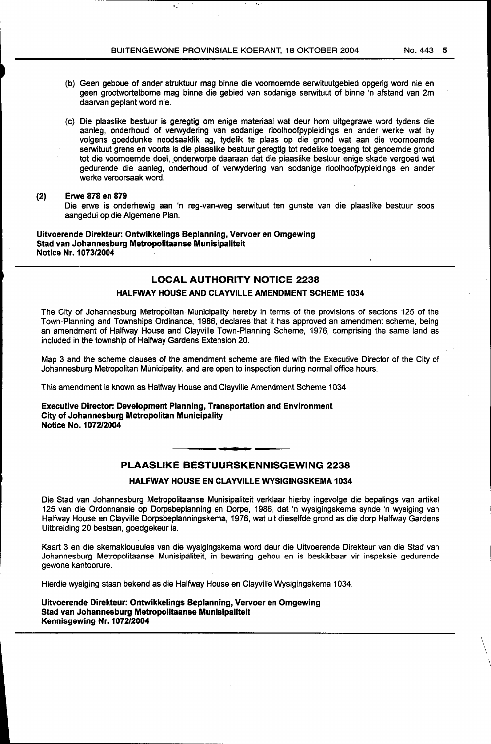(b) Geen geboue of ander struktuur mag binne die voornoemde serwituutgebied opgerig word nie en geen grootwortelbome mag binne die gebied van sodanige serwituut of binne 'n afstand van 2m daarvan geplant word nie.

(c) Die plaaslike bestuur is geregtig om enige materiaal wat deur hom uitgegrawe word tydens die aanleg, onderhoud of verwydering van sodanige rioolhoofpypleidings en ander werke wat hy volgens goeddunke noodsaaklik ag, tydelik te plaas op die grond wat aan die voornoemde serwituut grens en voorts is die plaaslike bestuur geregtig tot redelike toegang tot genoemde grond tot die voornoemde doel, onderworpe daaraan dat die plaaslike bestuur enige skade vergoed wat gedurende die aanleg, onderhoud of verwydering van sodanige rioolhoofpypleidings en ander werke veroorsaak word.

**(2) Erwe 878 en 879**

Die erwe is onderhewig aan 'n reg-van-weg serwituut ten gunste van die plaaslike bestuur soos aangedui op die Algemene Plan.

**Uitvoerende Direkteur: Ontwikkelings Beplanning, Vervoer en Omgewing**
**Stad van Johannesburg Metropolitaanse Munisipaliteit**
**Notice Nr. 1073/2004**

---

## LOCAL AUTHORITY NOTICE 2238

### HALFWAY HOUSE AND CLAYVILLE AMENDMENT SCHEME 1034

The City of Johannesburg Metropolitan Municipality hereby in terms of the provisions of sections 125 of the Town-Planning and Townships Ordinance, 1986, declares that it has approved an amendment scheme, being an amendment of Halfway House and Clayville Town-Planning Scheme, 1976, comprising the same land as included in the township of Halfway Gardens Extension 20.

Map 3 and the scheme clauses of the amendment scheme are filed with the Executive Director of the City of Johannesburg Metropolitan Municipality, and are open to inspection during normal office hours.

This amendment is known as Halfway House and Clayville Amendment Scheme 1034

**Executive Director: Development Planning, Transportation and Environment**
**City of Johannesburg Metropolitan Municipality**
**Notice No. 1072/2004**

---

## PLAASLIKE BESTUURSKENNISGEWING 2238

### HALFWAY HOUSE EN CLAYVILLE WYSIGINGSKEMA 1034

Die Stad van Johannesburg Metropolitaanse Munisipaliteit verklaar hierby ingevolge die bepalings van artikel 125 van die Ordonnansie op Dorpsbeplanning en Dorpe, 1986, dat 'n wysigingskema synde 'n wysiging van Halfway House en Clayville Dorpsbeplanningskema, 1976, wat uit dieselfde grond as die dorp Halfway Gardens Uitbreiding 20 bestaan, goedgekeur is.

Kaart 3 en die skemaklousules van die wysigingskema word deur die Uitvoerende Direkteur van die Stad van Johannesburg Metropolitaanse Munisipaliteit, in bewaring gehou en is beskikbaar vir inspeksie gedurende gewone kantoorure.

Hierdie wysiging staan bekend as die Halfway House en Clayville Wysigingskema 1034.

**Uitvoerende Direkteur: Ontwikkelings Beplanning, Vervoer en Omgewing**
**Stad van Johannesburg Metropolitaanse Munisipaliteit**
**Kennisgewing Nr. 1072/2004**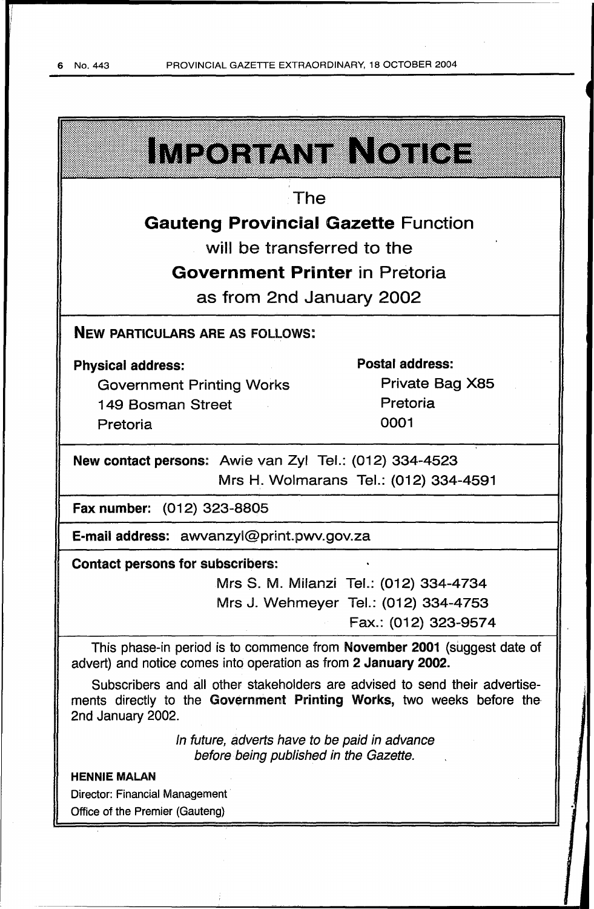# IMPORTANT NOTICE

The

**Gauteng Provincial Gazette** Function

will be transferred to the

**Government Printer** in Pretoria

as from 2nd January 2002

**NEW PARTICULARS ARE AS FOLLOWS:**

**Physical address:**

Government Printing Works
149 Bosman Street
Pretoria

**Postal address:**

Private Bag X85
Pretoria
0001

**New contact persons:** Awie van Zyl Tel.: (012) 334-4523
Mrs H. Wolmarans Tel.: (012) 334-4591

**Fax number:** (012) 323-8805

**E-mail address:** awvanzyl@print.pwv.gov.za

**Contact persons for subscribers:**

Mrs S. M. Milanzi Tel.: (012) 334-4734
Mrs J. Wehmeyer Tel.: (012) 334-4753
Fax.: (012) 323-9574

This phase-in period is to commence from **November 2001** (suggest date of advert) and notice comes into operation as from **2 January 2002.**

Subscribers and all other stakeholders are advised to send their advertisements directly to the **Government Printing Works,** two weeks before the 2nd January 2002.

*In future, adverts have to be paid in advance before being published in the Gazette.*

**HENNIE MALAN**
Director: Financial Management
Office of the Premier (Gauteng)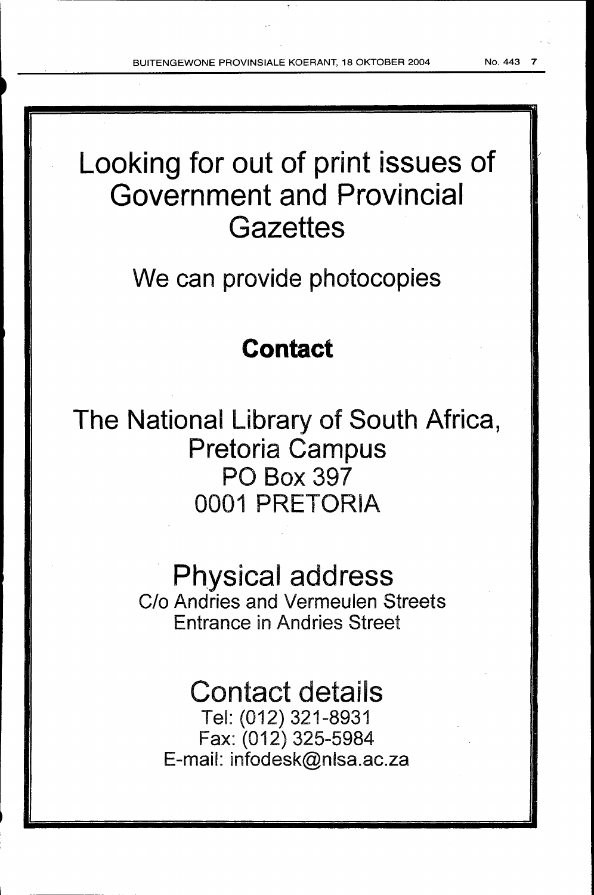# Looking for out of print issues of Government and Provincial Gazettes

## We can provide photocopies

### **Contact**

## The National Library of South Africa, Pretoria Campus

PO Box 397
0001 PRETORIA

## Physical address

C/o Andries and Vermeulen Streets
Entrance in Andries Street

## Contact details

Tel: (012) 321-8931
Fax: (012) 325-5984
E-mail: infodesk@nlsa.ac.za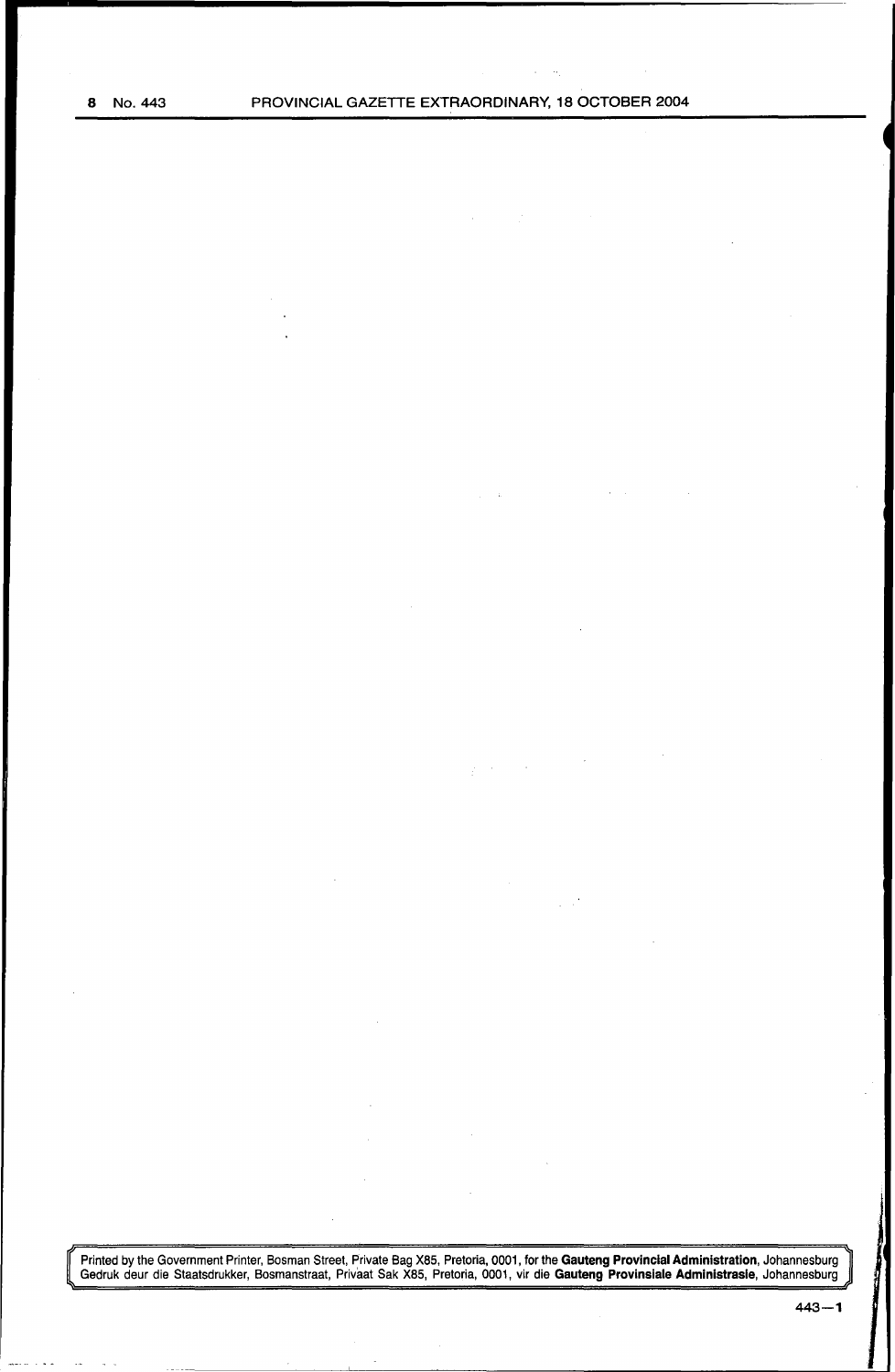Printed by the Government Printer, Bosman Street, Private Bag X85, Pretoria, 0001, for the **Gauteng Provincial Administration**, Johannesburg
Gedruk deur die Staatsdrukker, Bosmanstraat, Privaat Sak X85, Pretoria, 0001, vir die **Gauteng Provinsiale Administrasie**, Johannesburg

443—1